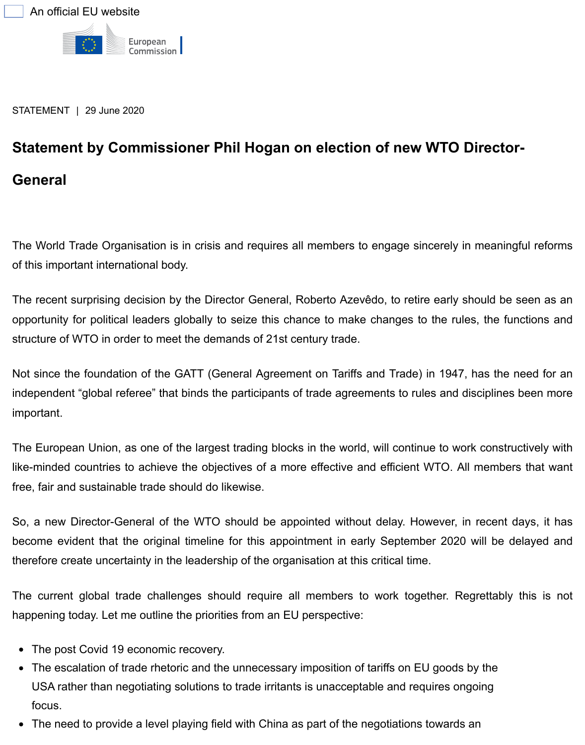An official EU website

European Commission

STATEMENT | 29 June 2020

# Statement by Commissioner Phil Hogan on election of new WTO Director-General

The World Trade Organisation is in crisis and requires all members to engage sincerely in meaningful reforms of this important international body.

The recent surprising decision by the Director General, Roberto Azevêdo, to retire early should be seen as an opportunity for political leaders globally to seize this chance to make changes to the rules, the functions and structure of WTO in order to meet the demands of 21st century trade.

Not since the foundation of the GATT (General Agreement on Tariffs and Trade) in 1947, has the need for an independent "global referee" that binds the participants of trade agreements to rules and disciplines been more important.

The European Union, as one of the largest trading blocks in the world, will continue to work constructively with like-minded countries to achieve the objectives of a more effective and efficient WTO. All members that want free, fair and sustainable trade should do likewise.

So, a new Director-General of the WTO should be appointed without delay. However, in recent days, it has become evident that the original timeline for this appointment in early September 2020 will be delayed and therefore create uncertainty in the leadership of the organisation at this critical time.

The current global trade challenges should require all members to work together. Regrettably this is not happening today. Let me outline the priorities from an EU perspective:

- The post Covid 19 economic recovery.
- The escalation of trade rhetoric and the unnecessary imposition of tariffs on EU goods by the USA rather than negotiating solutions to trade irritants is unacceptable and requires ongoing focus.
- The need to provide a level playing field with China as part of the negotiations towards an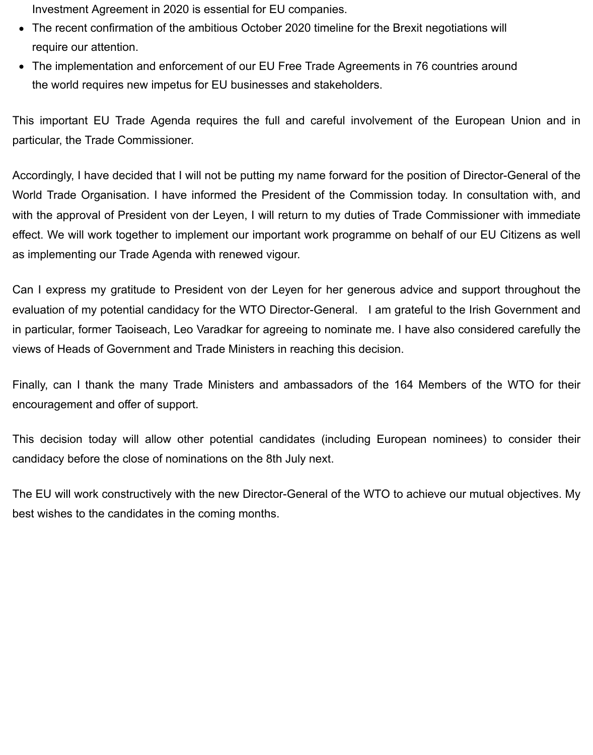Investment Agreement in 2020 is essential for EU companies.

- The recent confirmation of the ambitious October 2020 timeline for the Brexit negotiations will require our attention.
- The implementation and enforcement of our EU Free Trade Agreements in 76 countries around the world requires new impetus for EU businesses and stakeholders.

This important EU Trade Agenda requires the full and careful involvement of the European Union and in particular, the Trade Commissioner.

Accordingly, I have decided that I will not be putting my name forward for the position of Director-General of the World Trade Organisation. I have informed the President of the Commission today. In consultation with, and with the approval of President von der Leyen, I will return to my duties of Trade Commissioner with immediate effect. We will work together to implement our important work programme on behalf of our EU Citizens as well as implementing our Trade Agenda with renewed vigour.

Can I express my gratitude to President von der Leyen for her generous advice and support throughout the evaluation of my potential candidacy for the WTO Director-General. I am grateful to the Irish Government and in particular, former Taoiseach, Leo Varadkar for agreeing to nominate me. I have also considered carefully the views of Heads of Government and Trade Ministers in reaching this decision.

Finally, can I thank the many Trade Ministers and ambassadors of the 164 Members of the WTO for their encouragement and offer of support.

This decision today will allow other potential candidates (including European nominees) to consider their candidacy before the close of nominations on the 8th July next.

The EU will work constructively with the new Director-General of the WTO to achieve our mutual objectives. My best wishes to the candidates in the coming months.